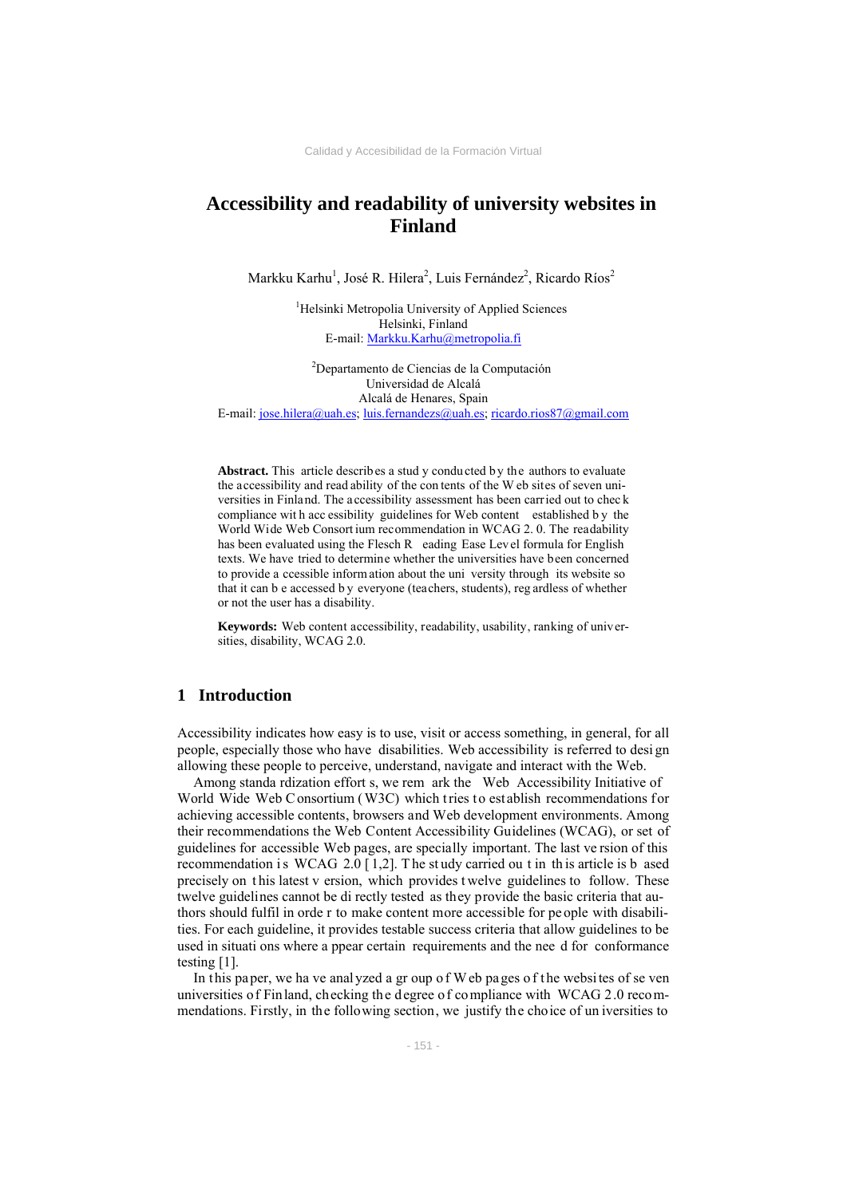# Accessibility and readability of university websites in Finland

Markku Karhu[1], José R. Hilera[2], Luis Fernández[2], Ricardo Ríos[2]

[1]Helsinki Metropolia University of Applied Sciences
Helsinki, Finland
E-mail: Markku.Karhu@metropolia.fi

[2]Departamento de Ciencias de la Computación
Universidad de Alcalá
Alcalá de Henares, Spain
E-mail: jose.hilera@uah.es; luis.fernandezs@uah.es; ricardo.rios87@gmail.com

**Abstract.** This article describes a study conducted by the authors to evaluate the accessibility and readability of the contents of the Web sites of seven universities in Finland. The accessibility assessment has been carried out to check compliance with accessibility guidelines for Web content established by the World Wide Web Consortium recommendation in WCAG 2.0. The readability has been evaluated using the Flesch Reading Ease Level formula for English texts. We have tried to determine whether the universities have been concerned to provide accessible information about the university through its website so that it can be accessed by everyone (teachers, students), regardless of whether or not the user has a disability.

**Keywords:** Web content accessibility, readability, usability, ranking of universities, disability, WCAG 2.0.

## 1 Introduction

Accessibility indicates how easy is to use, visit or access something, in general, for all people, especially those who have disabilities. Web accessibility is referred to design allowing these people to perceive, understand, navigate and interact with the Web.

Among standardization efforts, we remark the Web Accessibility Initiative of World Wide Web Consortium (W3C) which tries to establish recommendations for achieving accessible contents, browsers and Web development environments. Among their recommendations the Web Content Accessibility Guidelines (WCAG), or set of guidelines for accessible Web pages, are specially important. The last version of this recommendation is WCAG 2.0 [1,2]. The study carried out in this article is based precisely on this latest version, which provides twelve guidelines to follow. These twelve guidelines cannot be directly tested as they provide the basic criteria that authors should fulfil in order to make content more accessible for people with disabilities. For each guideline, it provides testable success criteria that allow guidelines to be used in situations where appear certain requirements and the need for conformance testing [1].

In this paper, we have analyzed a group of Web pages of the websites of seven universities of Finland, checking the degree of compliance with WCAG 2.0 recommendations. Firstly, in the following section, we justify the choice of universities to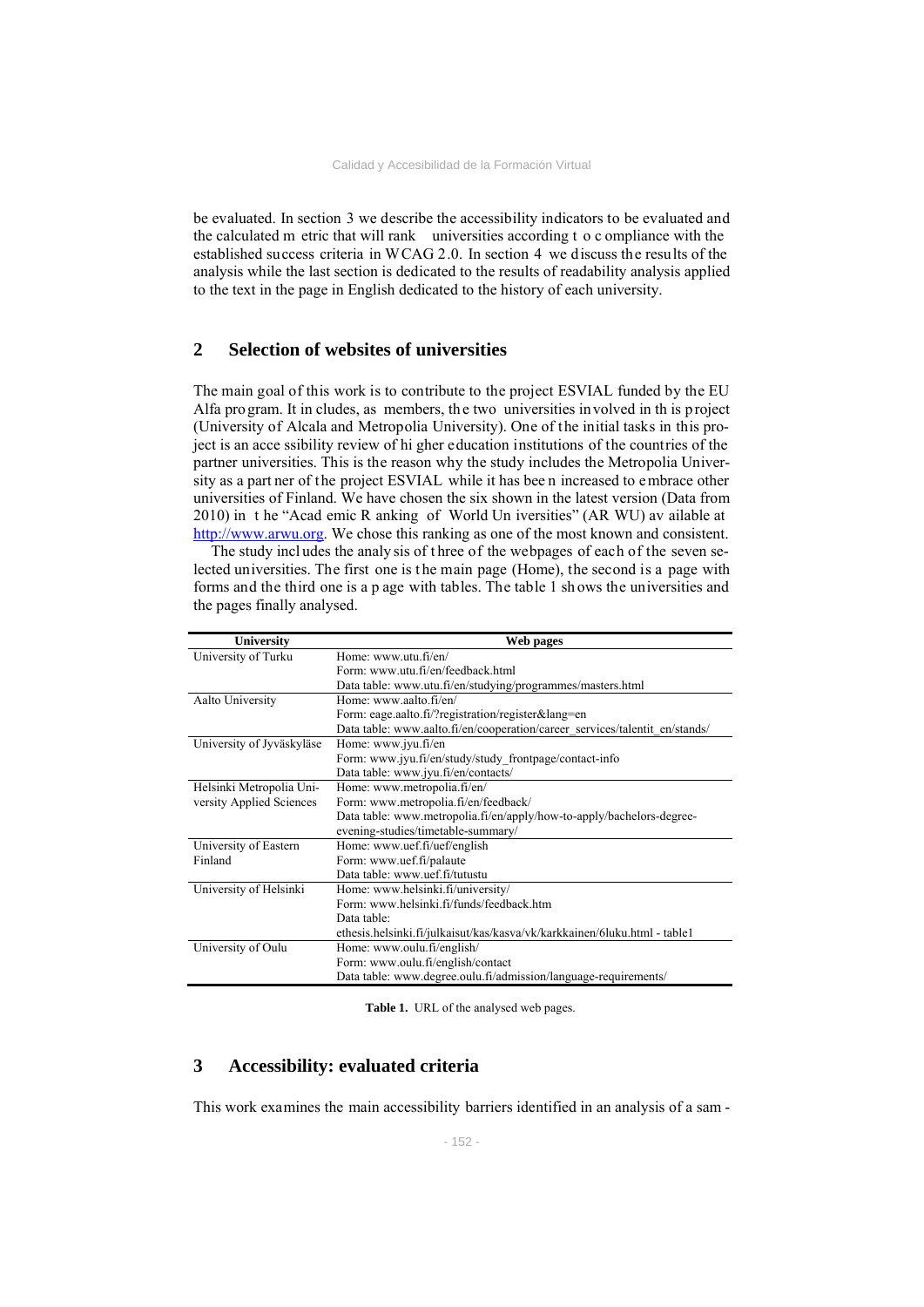be evaluated. In section 3 we describe the accessibility indicators to be evaluated and the calculated metric that will rank universities according to compliance with the established success criteria in WCAG 2.0. In section 4 we discuss the results of the analysis while the last section is dedicated to the results of readability analysis applied to the text in the page in English dedicated to the history of each university.

## 2 Selection of websites of universities

The main goal of this work is to contribute to the project ESVIAL funded by the EU Alfa program. It includes, as members, the two universities involved in this project (University of Alcala and Metropolia University). One of the initial tasks in this project is an accessibility review of higher education institutions of the countries of the partner universities. This is the reason why the study includes the Metropolia University as a partner of the project ESVIAL while it has been increased to embrace other universities of Finland. We have chosen the six shown in the latest version (Data from 2010) in the "Academic Ranking of World Universities" (ARWU) available at http://www.arwu.org. We chose this ranking as one of the most known and consistent.

The study includes the analysis of three of the webpages of each of the seven selected universities. The first one is the main page (Home), the second is a page with forms and the third one is a page with tables. The table 1 shows the universities and the pages finally analysed.

| University | Web pages |
|---|---|
| University of Turku | Home: www.utu.fi/en/<br>Form: www.utu.fi/en/feedback.html<br>Data table: www.utu.fi/en/studying/programmes/masters.html |
| Aalto University | Home: www.aalto.fi/en/<br>Form: eage.aalto.fi/?registration/register&lang=en<br>Data table: www.aalto.fi/en/cooperation/career_services/talentit_en/stands/ |
| University of Jyväskyläse | Home: www.jyu.fi/en<br>Form: www.jyu.fi/en/study/study_frontpage/contact-info<br>Data table: www.jyu.fi/en/contacts/ |
| Helsinki Metropolia University Applied Sciences | Home: www.metropolia.fi/en/<br>Form: www.metropolia.fi/en/feedback/<br>Data table: www.metropolia.fi/en/apply/how-to-apply/bachelors-degree-evening-studies/timetable-summary/ |
| University of Eastern Finland | Home: www.uef.fi/uef/english<br>Form: www.uef.fi/palaute<br>Data table: www.uef.fi/tutustu |
| University of Helsinki | Home: www.helsinki.fi/university/<br>Form: www.helsinki.fi/funds/feedback.htm<br>Data table:<br>ethesis.helsinki.fi/julkaisut/kas/kasva/vk/karkkainen/6luku.html - table1 |
| University of Oulu | Home: www.oulu.fi/english/<br>Form: www.oulu.fi/english/contact<br>Data table: www.degree.oulu.fi/admission/language-requirements/ |

**Table 1.** URL of the analysed web pages.

## 3 Accessibility: evaluated criteria

This work examines the main accessibility barriers identified in an analysis of a sam -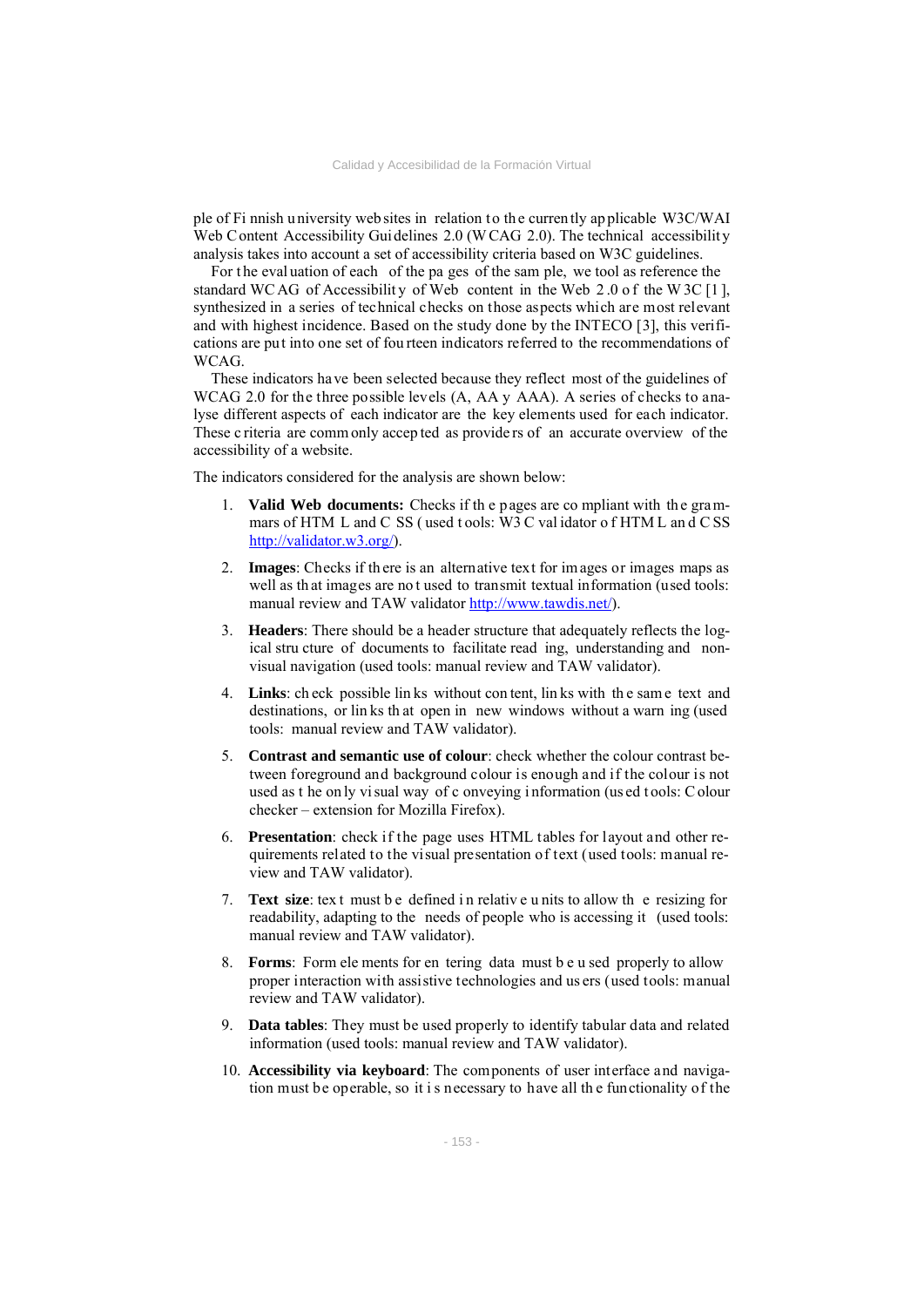ple of Finnish university websites in relation to the currently applicable W3C/WAI Web Content Accessibility Guidelines 2.0 (WCAG 2.0). The technical accessibility analysis takes into account a set of accessibility criteria based on W3C guidelines.

For the evaluation of each of the pages of the sample, we tool as reference the standard WCAG of Accessibility of Web content in the Web 2.0 of the W3C [1], synthesized in a series of technical checks on those aspects which are most relevant and with highest incidence. Based on the study done by the INTECO [3], this verifications are put into one set of fourteen indicators referred to the recommendations of WCAG.

These indicators have been selected because they reflect most of the guidelines of WCAG 2.0 for the three possible levels (A, AA y AAA). A series of checks to analyse different aspects of each indicator are the key elements used for each indicator. These criteria are commonly accepted as providers of an accurate overview of the accessibility of a website.

The indicators considered for the analysis are shown below:

1. **Valid Web documents:** Checks if the pages are compliant with the grammars of HTML and CSS (used tools: W3C validator of HTML and CSS http://validator.w3.org/).
2. **Images**: Checks if there is an alternative text for images or images maps as well as that images are not used to transmit textual information (used tools: manual review and TAW validator http://www.tawdis.net/).
3. **Headers**: There should be a header structure that adequately reflects the logical structure of documents to facilitate reading, understanding and non-visual navigation (used tools: manual review and TAW validator).
4. **Links**: check possible links without content, links with the same text and destinations, or links that open in new windows without a warning (used tools: manual review and TAW validator).
5. **Contrast and semantic use of colour**: check whether the colour contrast between foreground and background colour is enough and if the colour is not used as the only visual way of conveying information (used tools: Colour checker – extension for Mozilla Firefox).
6. **Presentation**: check if the page uses HTML tables for layout and other requirements related to the visual presentation of text (used tools: manual review and TAW validator).
7. **Text size**: text must be defined in relative units to allow the resizing for readability, adapting to the needs of people who is accessing it (used tools: manual review and TAW validator).
8. **Forms**: Form elements for entering data must be used properly to allow proper interaction with assistive technologies and users (used tools: manual review and TAW validator).
9. **Data tables**: They must be used properly to identify tabular data and related information (used tools: manual review and TAW validator).
10. **Accessibility via keyboard**: The components of user interface and navigation must be operable, so it is necessary to have all the functionality of the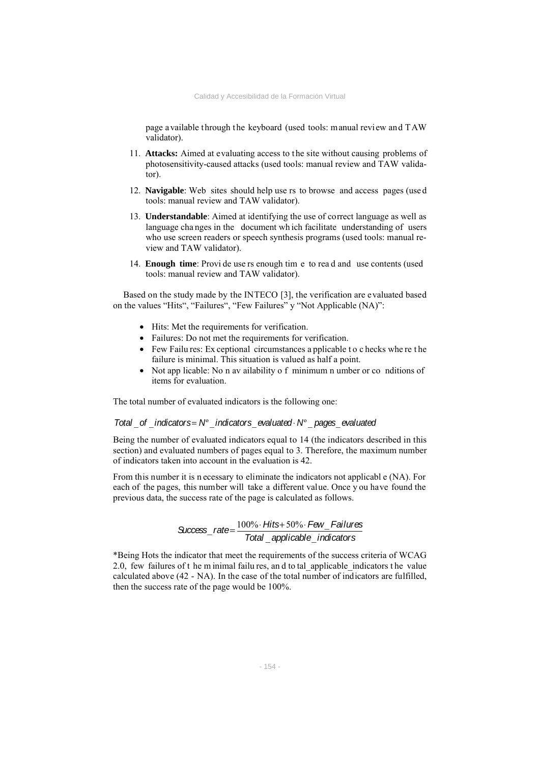page available through the keyboard (used tools: manual review and TAW validator).

11. **Attacks:** Aimed at evaluating access to the site without causing problems of photosensitivity-caused attacks (used tools: manual review and TAW validator).

12. **Navigable**: Web sites should help users to browse and access pages (used tools: manual review and TAW validator).

13. **Understandable**: Aimed at identifying the use of correct language as well as language changes in the document which facilitate understanding of users who use screen readers or speech synthesis programs (used tools: manual review and TAW validator).

14. **Enough time**: Provide users enough time to read and use contents (used tools: manual review and TAW validator).

Based on the study made by the INTECO [3], the verification are evaluated based on the values "Hits", "Failures", "Few Failures" y "Not Applicable (NA)":

- Hits: Met the requirements for verification.
- Failures: Do not met the requirements for verification.
- Few Failures: Exceptional circumstances applicable to checks where the failure is minimal. This situation is valued as half a point.
- Not applicable: Non availability of minimum number or conditions of items for evaluation.

The total number of evaluated indicators is the following one:

$$Total\_of\_indicators = N^{o}\_indicators\_evaluated \cdot N^{o}\_pages\_evaluated$$

Being the number of evaluated indicators equal to 14 (the indicators described in this section) and evaluated numbers of pages equal to 3. Therefore, the maximum number of indicators taken into account in the evaluation is 42.

From this number it is necessary to eliminate the indicators not applicable (NA). For each of the pages, this number will take a different value. Once you have found the previous data, the success rate of the page is calculated as follows.

$$Success\_rate = \frac{100\% \cdot Hits + 50\% \cdot Few\_Failures}{Total\_applicable\_indicators}$$

*Being Hots the indicator that meet the requirements of the success criteria of WCAG 2.0, few failures of the minimal failures, and total_applicable_indicators the value calculated above (42 - NA). In the case of the total number of indicators are fulfilled, then the success rate of the page would be 100%.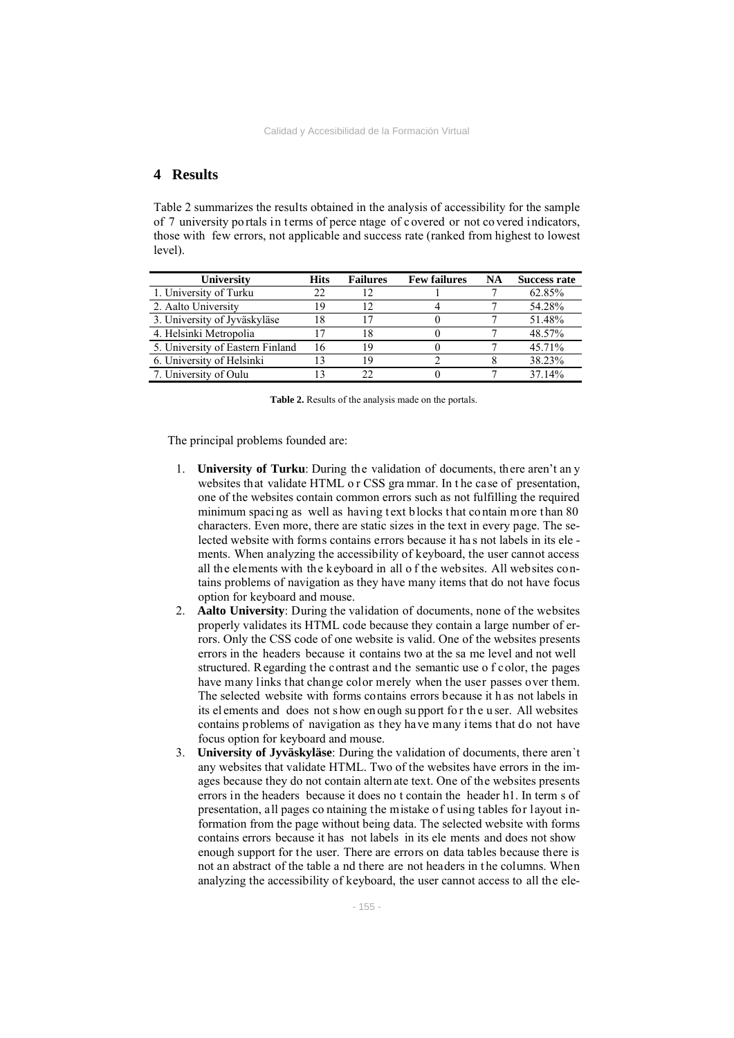## 4 Results

Table 2 summarizes the results obtained in the analysis of accessibility for the sample of 7 university portals in terms of percentage of covered or not covered indicators, those with few errors, not applicable and success rate (ranked from highest to lowest level).

| University | Hits | Failures | Few failures | NA | Success rate |
|---|---|---|---|---|---|
| 1. University of Turku | 22 | 12 | 1 | 7 | 62.85% |
| 2. Aalto University | 19 | 12 | 4 | 7 | 54.28% |
| 3. University of Jyväskyläse | 18 | 17 | 0 | 7 | 51.48% |
| 4. Helsinki Metropolia | 17 | 18 | 0 | 7 | 48.57% |
| 5. University of Eastern Finland | 16 | 19 | 0 | 7 | 45.71% |
| 6. University of Helsinki | 13 | 19 | 2 | 8 | 38.23% |
| 7. University of Oulu | 13 | 22 | 0 | 7 | 37.14% |

**Table 2.** Results of the analysis made on the portals.

The principal problems founded are:

1. **University of Turku**: During the validation of documents, there aren't any websites that validate HTML or CSS grammar. In the case of presentation, one of the websites contain common errors such as not fulfilling the required minimum spacing as well as having text blocks that contain more than 80 characters. Even more, there are static sizes in the text in every page. The selected website with forms contains errors because it has not labels in its elements. When analyzing the accessibility of keyboard, the user cannot access all the elements with the keyboard in all of the websites. All websites contains problems of navigation as they have many items that do not have focus option for keyboard and mouse.
2. **Aalto University**: During the validation of documents, none of the websites properly validates its HTML code because they contain a large number of errors. Only the CSS code of one website is valid. One of the websites presents errors in the headers because it contains two at the same level and not well structured. Regarding the contrast and the semantic use of color, the pages have many links that change color merely when the user passes over them. The selected website with forms contains errors because it has not labels in its elements and does not show enough support for the user. All websites contains problems of navigation as they have many items that do not have focus option for keyboard and mouse.
3. **University of Jyväskyläse**: During the validation of documents, there aren`t any websites that validate HTML. Two of the websites have errors in the images because they do not contain alternate text. One of the websites presents errors in the headers because it does not contain the header h1. In terms of presentation, all pages containing the mistake of using tables for layout information from the page without being data. The selected website with forms contains errors because it has not labels in its elements and does not show enough support for the user. There are errors on data tables because there is not an abstract of the table and there are not headers in the columns. When analyzing the accessibility of keyboard, the user cannot access to all the ele-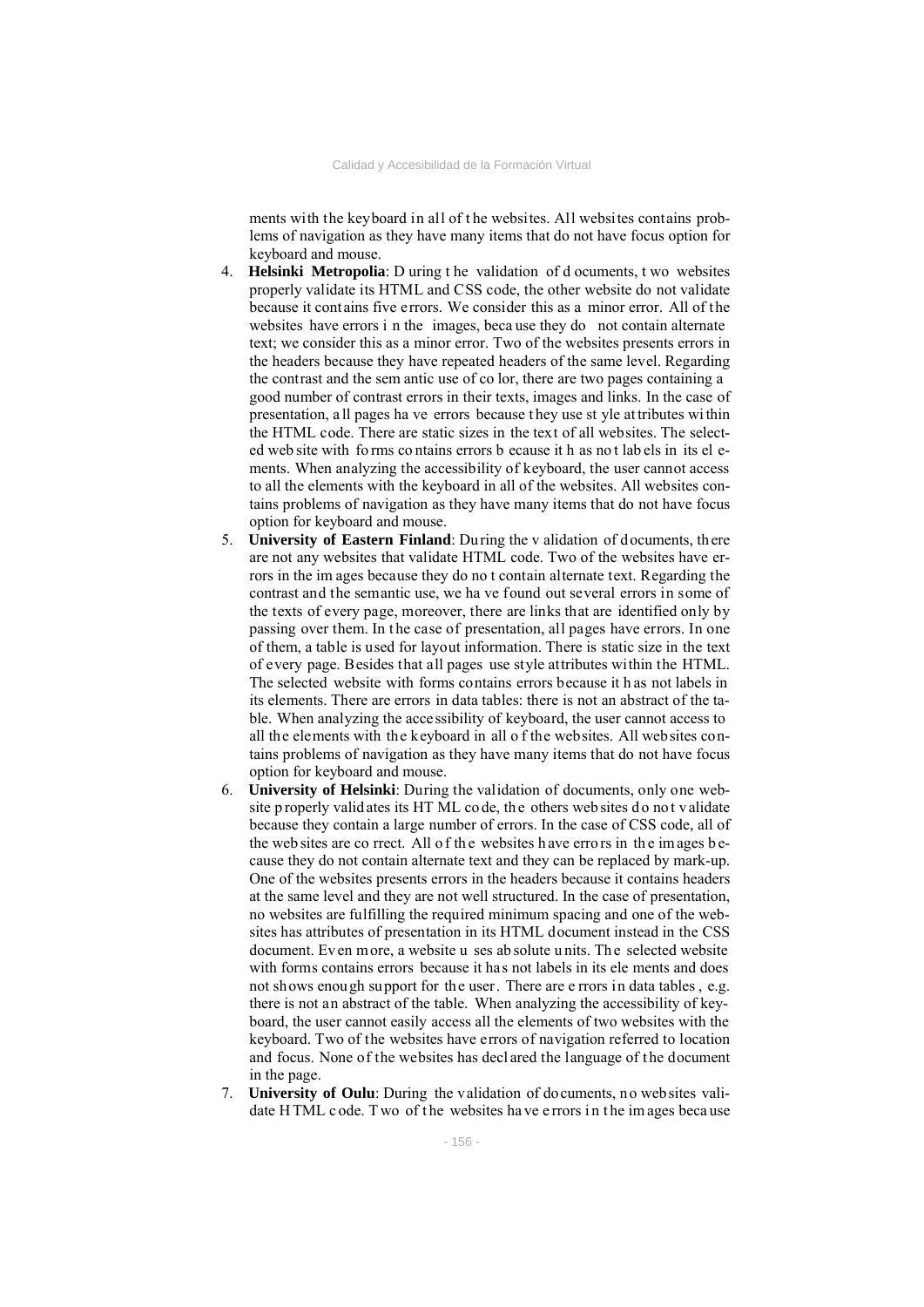ments with the keyboard in all of the websites. All websites contains problems of navigation as they have many items that do not have focus option for keyboard and mouse.

4. **Helsinki Metropolia**: During the validation of documents, two websites properly validate its HTML and CSS code, the other website do not validate because it contains five errors. We consider this as a minor error. All of the websites have errors in the images, because they do not contain alternate text; we consider this as a minor error. Two of the websites presents errors in the headers because they have repeated headers of the same level. Regarding the contrast and the semantic use of color, there are two pages containing a good number of contrast errors in their texts, images and links. In the case of presentation, all pages have errors because they use style attributes within the HTML code. There are static sizes in the text of all websites. The selected web site with forms contains errors because it has not labels in its elements. When analyzing the accessibility of keyboard, the user cannot access to all the elements with the keyboard in all of the websites. All websites contains problems of navigation as they have many items that do not have focus option for keyboard and mouse.
5. **University of Eastern Finland**: During the validation of documents, there are not any websites that validate HTML code. Two of the websites have errors in the images because they do not contain alternate text. Regarding the contrast and the semantic use, we have found out several errors in some of the texts of every page, moreover, there are links that are identified only by passing over them. In the case of presentation, all pages have errors. In one of them, a table is used for layout information. There is static size in the text of every page. Besides that all pages use style attributes within the HTML. The selected website with forms contains errors because it has not labels in its elements. There are errors in data tables: there is not an abstract of the table. When analyzing the accessibility of keyboard, the user cannot access to all the elements with the keyboard in all of the websites. All websites contains problems of navigation as they have many items that do not have focus option for keyboard and mouse.
6. **University of Helsinki**: During the validation of documents, only one website properly validates its HTML code, the others websites do not validate because they contain a large number of errors. In the case of CSS code, all of the websites are correct. All of the websites have errors in the images because they do not contain alternate text and they can be replaced by mark-up. One of the websites presents errors in the headers because it contains headers at the same level and they are not well structured. In the case of presentation, no websites are fulfilling the required minimum spacing and one of the websites has attributes of presentation in its HTML document instead in the CSS document. Even more, a website uses absolute units. The selected website with forms contains errors because it has not labels in its elements and does not shows enough support for the user. There are errors in data tables, e.g. there is not an abstract of the table. When analyzing the accessibility of keyboard, the user cannot easily access all the elements of two websites with the keyboard. Two of the websites have errors of navigation referred to location and focus. None of the websites has declared the language of the document in the page.
7. **University of Oulu**: During the validation of documents, no websites validate HTML code. Two of the websites have errors in the images because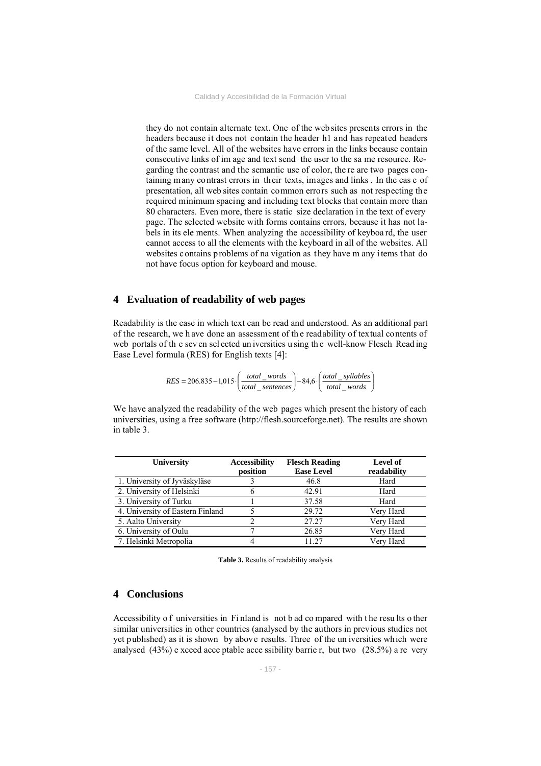they do not contain alternate text. One of the web sites presents errors in the headers because it does not contain the header h1 and has repeated headers of the same level. All of the websites have errors in the links because contain consecutive links of image and text send the user to the same resource. Regarding the contrast and the semantic use of color, there are two pages containing many contrast errors in their texts, images and links. In the case of presentation, all web sites contain common errors such as not respecting the required minimum spacing and including text blocks that contain more than 80 characters. Even more, there is static size declaration in the text of every page. The selected website with forms contains errors, because it has not labels in its elements. When analyzing the accessibility of keyboard, the user cannot access to all the elements with the keyboard in all of the websites. All websites contains problems of navigation as they have many items that do not have focus option for keyboard and mouse.

## 4 Evaluation of readability of web pages

Readability is the ease in which text can be read and understood. As an additional part of the research, we have done an assessment of the readability of textual contents of web portals of the seven selected universities using the well-know Flesch Reading Ease Level formula (RES) for English texts [4]:

$$RES = 206.835 - 1{,}015 \cdot \left( \frac{total\_words}{total\_sentences} \right) - 84{,}6 \cdot \left( \frac{total\_syllables}{total\_words} \right)$$

We have analyzed the readability of the web pages which present the history of each universities, using a free software (http://flesh.sourceforge.net). The results are shown in table 3.

| University | Accessibility position | Flesch Reading Ease Level | Level of readability |
|---|---|---|---|
| 1. University of Jyväskyläse | 3 | 46.8 | Hard |
| 2. University of Helsinki | 6 | 42.91 | Hard |
| 3. University of Turku | 1 | 37.58 | Hard |
| 4. University of Eastern Finland | 5 | 29.72 | Very Hard |
| 5. Aalto University | 2 | 27.27 | Very Hard |
| 6. University of Oulu | 7 | 26.85 | Very Hard |
| 7. Helsinki Metropolia | 4 | 11.27 | Very Hard |

**Table 3.** Results of readability analysis

## 4 Conclusions

Accessibility of universities in Finland is not bad compared with the results other similar universities in other countries (analysed by the authors in previous studies not yet published) as it is shown by above results. Three of the universities which were analysed (43%) exceed acceptable accessibility barrier, but two (28.5%) are very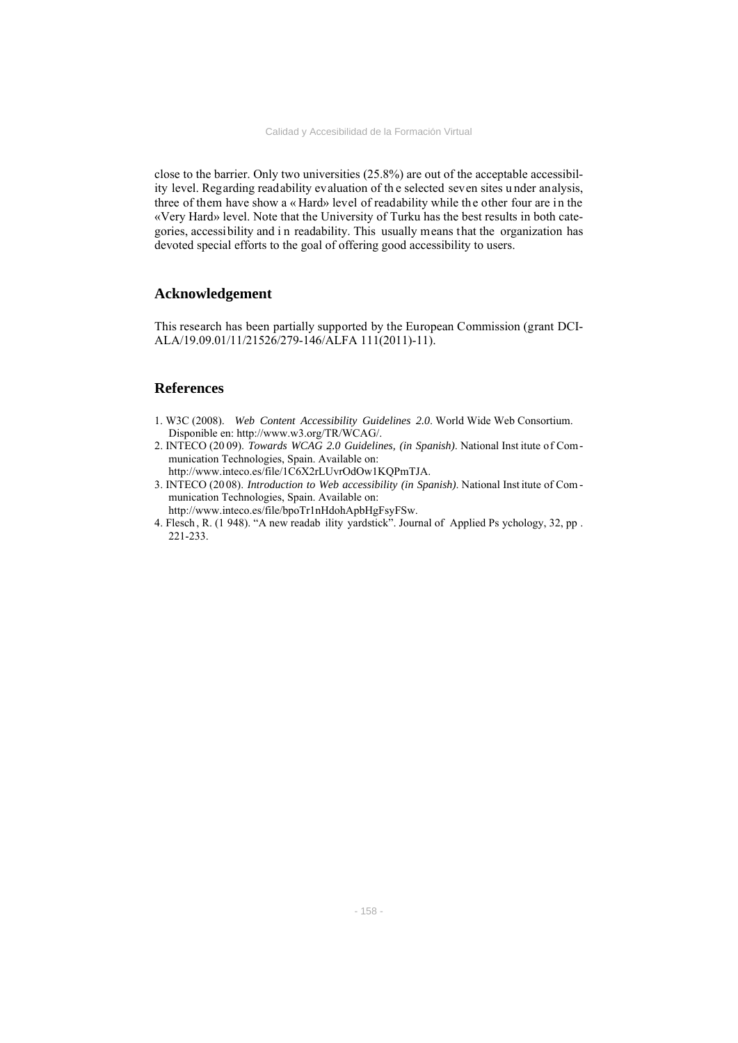close to the barrier. Only two universities (25.8%) are out of the acceptable accessibility level. Regarding readability evaluation of the selected seven sites under analysis, three of them have show a « Hard» level of readability while the other four are in the «Very Hard» level. Note that the University of Turku has the best results in both categories, accessibility and in readability. This usually means that the organization has devoted special efforts to the goal of offering good accessibility to users.

## Acknowledgement

This research has been partially supported by the European Commission (grant DCI-ALA/19.09.01/11/21526/279-146/ALFA 111(2011)-11).

## References

1. W3C (2008). *Web Content Accessibility Guidelines 2.0*. World Wide Web Consortium. Disponible en: http://www.w3.org/TR/WCAG/.
2. INTECO (2009). *Towards WCAG 2.0 Guidelines, (in Spanish)*. National Institute of Communication Technologies, Spain. Available on: http://www.inteco.es/file/1C6X2rLUvrOdOw1KQPmTJA.
3. INTECO (2008). *Introduction to Web accessibility (in Spanish)*. National Institute of Communication Technologies, Spain. Available on: http://www.inteco.es/file/bpoTr1nHdohApbHgFsyFSw.
4. Flesch, R. (1948). "A new readability yardstick". Journal of Applied Psychology, 32, pp. 221-233.